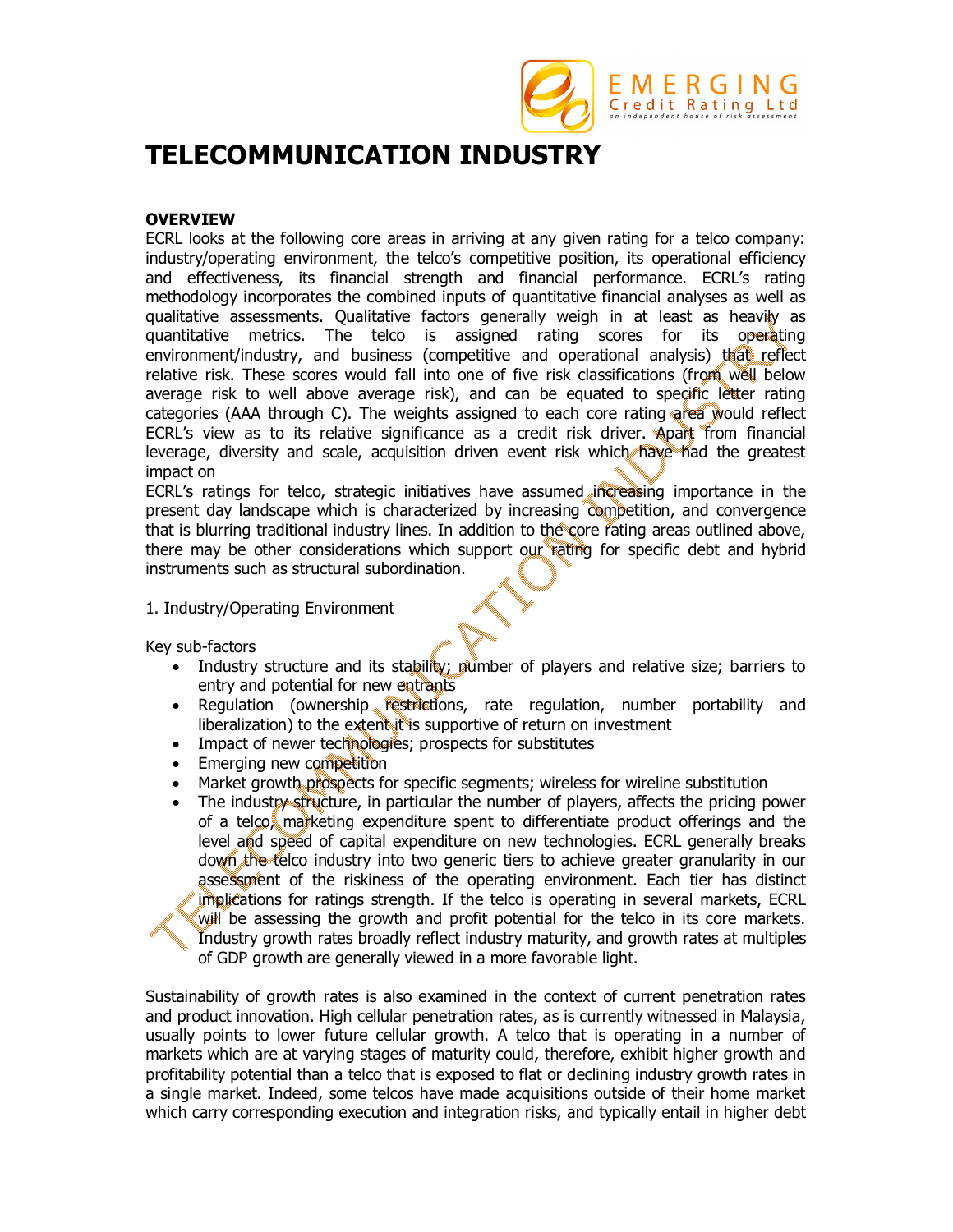# TELECOMMUNICATION INDUSTRY

**OVERVIEW**

ECRL looks at the following core areas in arriving at any given rating for a telco company: industry/operating environment, the telco's competitive position, its operational efficiency and effectiveness, its financial strength and financial performance. ECRL's rating methodology incorporates the combined inputs of quantitative financial analyses as well as qualitative assessments. Qualitative factors generally weigh in at least as heavily as quantitative metrics. The telco is assigned rating scores for its operating environment/industry, and business (competitive and operational analysis) that reflect relative risk. These scores would fall into one of five risk classifications (from well below average risk to well above average risk), and can be equated to specific letter rating categories (AAA through C). The weights assigned to each core rating area would reflect ECRL's view as to its relative significance as a credit risk driver. Apart from financial leverage, diversity and scale, acquisition driven event risk which have had the greatest impact on

ECRL's ratings for telco, strategic initiatives have assumed increasing importance in the present day landscape which is characterized by increasing competition, and convergence that is blurring traditional industry lines. In addition to the core rating areas outlined above, there may be other considerations which support our rating for specific debt and hybrid instruments such as structural subordination.

1. Industry/Operating Environment

Key sub-factors

- Industry structure and its stability; number of players and relative size; barriers to entry and potential for new entrants
- Regulation (ownership restrictions, rate regulation, number portability and liberalization) to the extent it is supportive of return on investment
- Impact of newer technologies; prospects for substitutes
- Emerging new competition
- Market growth prospects for specific segments; wireless for wireline substitution
- The industry structure, in particular the number of players, affects the pricing power of a telco, marketing expenditure spent to differentiate product offerings and the level and speed of capital expenditure on new technologies. ECRL generally breaks down the telco industry into two generic tiers to achieve greater granularity in our assessment of the riskiness of the operating environment. Each tier has distinct implications for ratings strength. If the telco is operating in several markets, ECRL will be assessing the growth and profit potential for the telco in its core markets. Industry growth rates broadly reflect industry maturity, and growth rates at multiples of GDP growth are generally viewed in a more favorable light.

Sustainability of growth rates is also examined in the context of current penetration rates and product innovation. High cellular penetration rates, as is currently witnessed in Malaysia, usually points to lower future cellular growth. A telco that is operating in a number of markets which are at varying stages of maturity could, therefore, exhibit higher growth and profitability potential than a telco that is exposed to flat or declining industry growth rates in a single market. Indeed, some telcos have made acquisitions outside of their home market which carry corresponding execution and integration risks, and typically entail in higher debt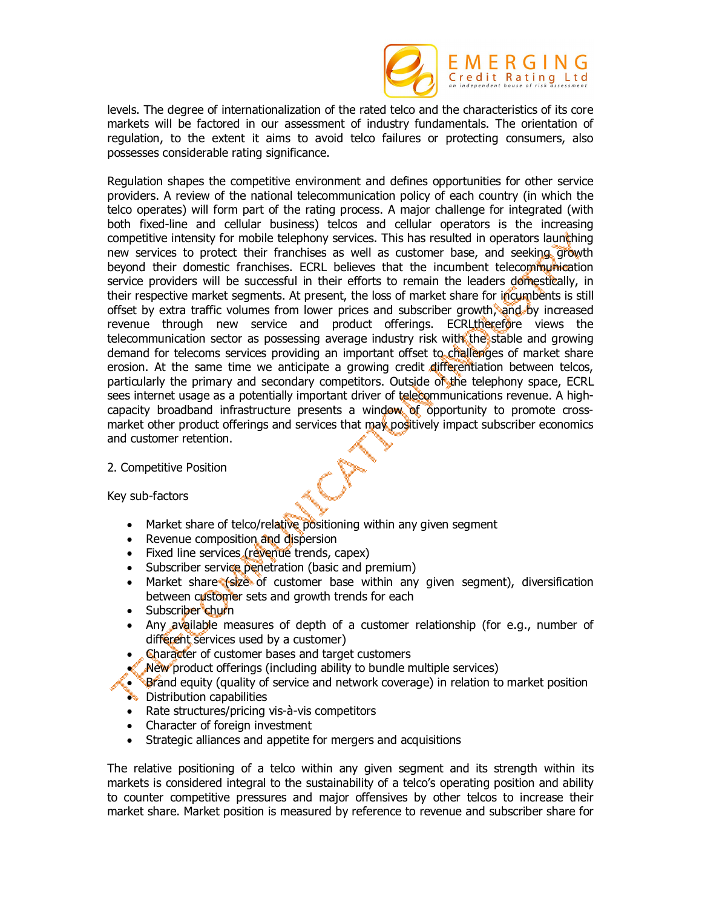levels. The degree of internationalization of the rated telco and the characteristics of its core markets will be factored in our assessment of industry fundamentals. The orientation of regulation, to the extent it aims to avoid telco failures or protecting consumers, also possesses considerable rating significance.

Regulation shapes the competitive environment and defines opportunities for other service providers. A review of the national telecommunication policy of each country (in which the telco operates) will form part of the rating process. A major challenge for integrated (with both fixed-line and cellular business) telcos and cellular operators is the increasing competitive intensity for mobile telephony services. This has resulted in operators launching new services to protect their franchises as well as customer base, and seeking growth beyond their domestic franchises. ECRL believes that the incumbent telecommunication service providers will be successful in their efforts to remain the leaders domestically, in their respective market segments. At present, the loss of market share for incumbents is still offset by extra traffic volumes from lower prices and subscriber growth, and by increased revenue through new service and product offerings. ECRLtherefore views the telecommunication sector as possessing average industry risk with the stable and growing demand for telecoms services providing an important offset to challenges of market share erosion. At the same time we anticipate a growing credit differentiation between telcos, particularly the primary and secondary competitors. Outside of the telephony space, ECRL sees internet usage as a potentially important driver of telecommunications revenue. A high-capacity broadband infrastructure presents a window of opportunity to promote cross-market other product offerings and services that may positively impact subscriber economics and customer retention.

2. Competitive Position

Key sub-factors

- Market share of telco/relative positioning within any given segment
- Revenue composition and dispersion
- Fixed line services (revenue trends, capex)
- Subscriber service penetration (basic and premium)
- Market share (size of customer base within any given segment), diversification between customer sets and growth trends for each
- Subscriber churn
- Any available measures of depth of a customer relationship (for e.g., number of different services used by a customer)
- Character of customer bases and target customers
- New product offerings (including ability to bundle multiple services)
- Brand equity (quality of service and network coverage) in relation to market position
- Distribution capabilities
- Rate structures/pricing vis-à-vis competitors
- Character of foreign investment
- Strategic alliances and appetite for mergers and acquisitions

The relative positioning of a telco within any given segment and its strength within its markets is considered integral to the sustainability of a telco's operating position and ability to counter competitive pressures and major offensives by other telcos to increase their market share. Market position is measured by reference to revenue and subscriber share for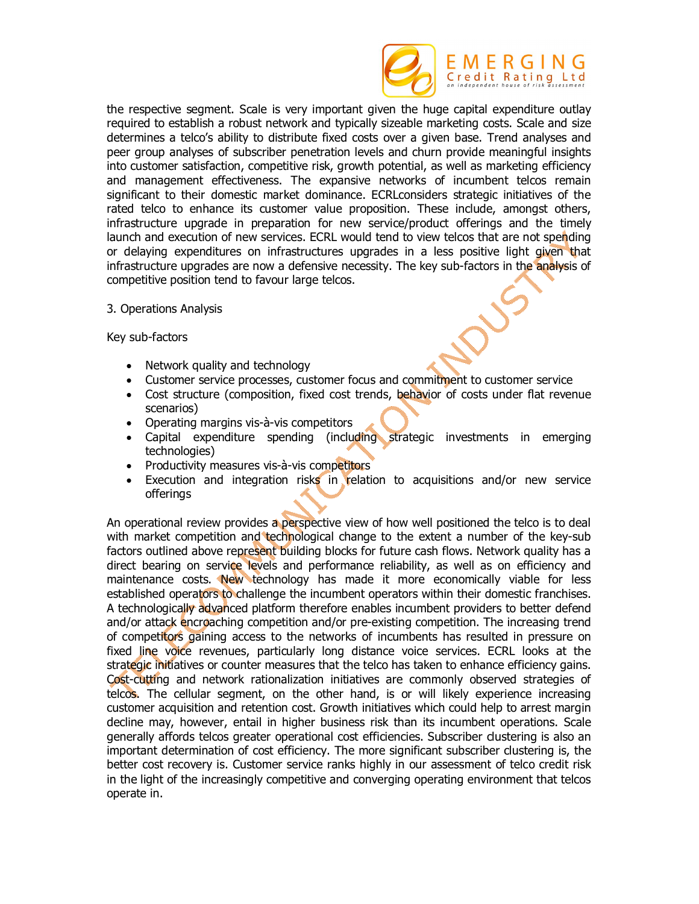the respective segment. Scale is very important given the huge capital expenditure outlay required to establish a robust network and typically sizeable marketing costs. Scale and size determines a telco's ability to distribute fixed costs over a given base. Trend analyses and peer group analyses of subscriber penetration levels and churn provide meaningful insights into customer satisfaction, competitive risk, growth potential, as well as marketing efficiency and management effectiveness. The expansive networks of incumbent telcos remain significant to their domestic market dominance. ECRLconsiders strategic initiatives of the rated telco to enhance its customer value proposition. These include, amongst others, infrastructure upgrade in preparation for new service/product offerings and the timely launch and execution of new services. ECRL would tend to view telcos that are not spending or delaying expenditures on infrastructures upgrades in a less positive light given that infrastructure upgrades are now a defensive necessity. The key sub-factors in the analysis of competitive position tend to favour large telcos.

3. Operations Analysis

Key sub-factors

- Network quality and technology
- Customer service processes, customer focus and commitment to customer service
- Cost structure (composition, fixed cost trends, behavior of costs under flat revenue scenarios)
- Operating margins vis-à-vis competitors
- Capital expenditure spending (including strategic investments in emerging technologies)
- Productivity measures vis-à-vis competitors
- Execution and integration risks in relation to acquisitions and/or new service offerings

An operational review provides a perspective view of how well positioned the telco is to deal with market competition and technological change to the extent a number of the key-sub factors outlined above represent building blocks for future cash flows. Network quality has a direct bearing on service levels and performance reliability, as well as on efficiency and maintenance costs. New technology has made it more economically viable for less established operators to challenge the incumbent operators within their domestic franchises. A technologically advanced platform therefore enables incumbent providers to better defend and/or attack encroaching competition and/or pre-existing competition. The increasing trend of competitors gaining access to the networks of incumbents has resulted in pressure on fixed line voice revenues, particularly long distance voice services. ECRL looks at the strategic initiatives or counter measures that the telco has taken to enhance efficiency gains. Cost-cutting and network rationalization initiatives are commonly observed strategies of telcos. The cellular segment, on the other hand, is or will likely experience increasing customer acquisition and retention cost. Growth initiatives which could help to arrest margin decline may, however, entail in higher business risk than its incumbent operations. Scale generally affords telcos greater operational cost efficiencies. Subscriber clustering is also an important determination of cost efficiency. The more significant subscriber clustering is, the better cost recovery is. Customer service ranks highly in our assessment of telco credit risk in the light of the increasingly competitive and converging operating environment that telcos operate in.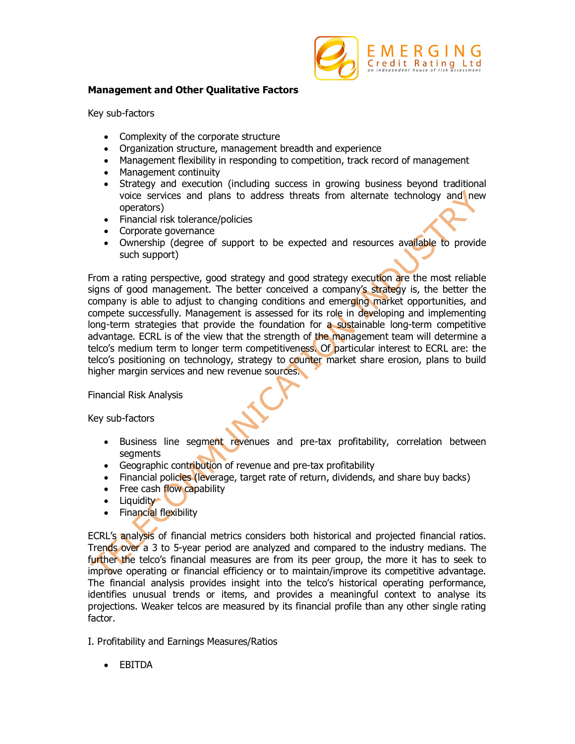**Management and Other Qualitative Factors**

Key sub-factors

- Complexity of the corporate structure
- Organization structure, management breadth and experience
- Management flexibility in responding to competition, track record of management
- Management continuity
- Strategy and execution (including success in growing business beyond traditional voice services and plans to address threats from alternate technology and new operators)
- Financial risk tolerance/policies
- Corporate governance
- Ownership (degree of support to be expected and resources available to provide such support)

From a rating perspective, good strategy and good strategy execution are the most reliable signs of good management. The better conceived a company's strategy is, the better the company is able to adjust to changing conditions and emerging market opportunities, and compete successfully. Management is assessed for its role in developing and implementing long-term strategies that provide the foundation for a sustainable long-term competitive advantage. ECRL is of the view that the strength of the management team will determine a telco's medium term to longer term competitiveness. Of particular interest to ECRL are: the telco's positioning on technology, strategy to counter market share erosion, plans to build higher margin services and new revenue sources.

Financial Risk Analysis

Key sub-factors

- Business line segment revenues and pre-tax profitability, correlation between segments
- Geographic contribution of revenue and pre-tax profitability
- Financial policies (leverage, target rate of return, dividends, and share buy backs)
- Free cash flow capability
- Liquidity
- Financial flexibility

ECRL's analysis of financial metrics considers both historical and projected financial ratios. Trends over a 3 to 5-year period are analyzed and compared to the industry medians. The further the telco's financial measures are from its peer group, the more it has to seek to improve operating or financial efficiency or to maintain/improve its competitive advantage. The financial analysis provides insight into the telco's historical operating performance, identifies unusual trends or items, and provides a meaningful context to analyse its projections. Weaker telcos are measured by its financial profile than any other single rating factor.

I. Profitability and Earnings Measures/Ratios

- EBITDA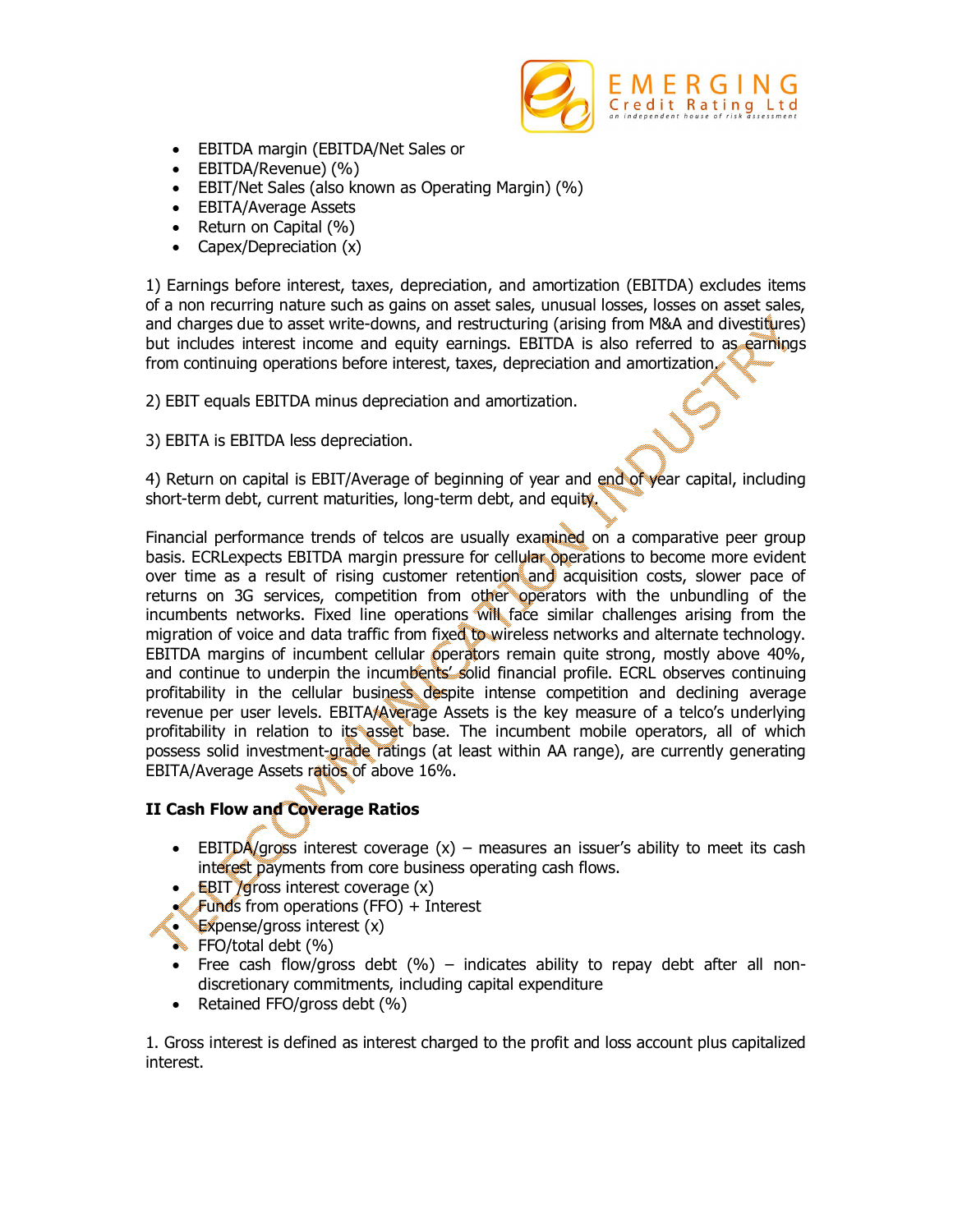- EBITDA margin (EBITDA/Net Sales or
- EBITDA/Revenue) (%)
- EBIT/Net Sales (also known as Operating Margin) (%)
- EBITA/Average Assets
- Return on Capital (%)
- Capex/Depreciation (x)

1) Earnings before interest, taxes, depreciation, and amortization (EBITDA) excludes items of a non recurring nature such as gains on asset sales, unusual losses, losses on asset sales, and charges due to asset write-downs, and restructuring (arising from M&A and divestitures) but includes interest income and equity earnings. EBITDA is also referred to as earnings from continuing operations before interest, taxes, depreciation and amortization.

2) EBIT equals EBITDA minus depreciation and amortization.

3) EBITA is EBITDA less depreciation.

4) Return on capital is EBIT/Average of beginning of year and end of year capital, including short-term debt, current maturities, long-term debt, and equity.

Financial performance trends of telcos are usually examined on a comparative peer group basis. ECRLexpects EBITDA margin pressure for cellular operations to become more evident over time as a result of rising customer retention and acquisition costs, slower pace of returns on 3G services, competition from other operators with the unbundling of the incumbents networks. Fixed line operations will face similar challenges arising from the migration of voice and data traffic from fixed to wireless networks and alternate technology. EBITDA margins of incumbent cellular operators remain quite strong, mostly above 40%, and continue to underpin the incumbents' solid financial profile. ECRL observes continuing profitability in the cellular business despite intense competition and declining average revenue per user levels. EBITA/Average Assets is the key measure of a telco's underlying profitability in relation to its asset base. The incumbent mobile operators, all of which possess solid investment-grade ratings (at least within AA range), are currently generating EBITA/Average Assets ratios of above 16%.

**II Cash Flow and Coverage Ratios**

- EBITDA/gross interest coverage (x) – measures an issuer's ability to meet its cash interest payments from core business operating cash flows.
- EBIT /gross interest coverage (x)
- Funds from operations (FFO) + Interest
- Expense/gross interest (x)
- FFO/total debt (%)
- Free cash flow/gross debt (%) – indicates ability to repay debt after all non-discretionary commitments, including capital expenditure
- Retained FFO/gross debt (%)

1. Gross interest is defined as interest charged to the profit and loss account plus capitalized interest.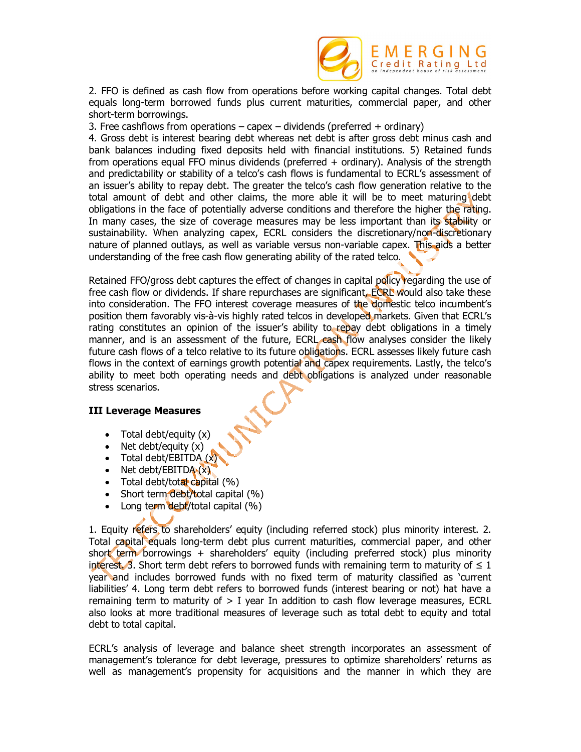2. FFO is defined as cash flow from operations before working capital changes. Total debt equals long-term borrowed funds plus current maturities, commercial paper, and other short-term borrowings.
3. Free cashflows from operations – capex – dividends (preferred + ordinary)
4. Gross debt is interest bearing debt whereas net debt is after gross debt minus cash and bank balances including fixed deposits held with financial institutions. 5) Retained funds from operations equal FFO minus dividends (preferred + ordinary). Analysis of the strength and predictability or stability of a telco's cash flows is fundamental to ECRL's assessment of an issuer's ability to repay debt. The greater the telco's cash flow generation relative to the total amount of debt and other claims, the more able it will be to meet maturing debt obligations in the face of potentially adverse conditions and therefore the higher the rating. In many cases, the size of coverage measures may be less important than its stability or sustainability. When analyzing capex, ECRL considers the discretionary/non-discretionary nature of planned outlays, as well as variable versus non-variable capex. This aids a better understanding of the free cash flow generating ability of the rated telco.

Retained FFO/gross debt captures the effect of changes in capital policy regarding the use of free cash flow or dividends. If share repurchases are significant, ECRL would also take these into consideration. The FFO interest coverage measures of the domestic telco incumbent's position them favorably vis-à-vis highly rated telcos in developed markets. Given that ECRL's rating constitutes an opinion of the issuer's ability to repay debt obligations in a timely manner, and is an assessment of the future, ECRL cash flow analyses consider the likely future cash flows of a telco relative to its future obligations. ECRL assesses likely future cash flows in the context of earnings growth potential and capex requirements. Lastly, the telco's ability to meet both operating needs and debt obligations is analyzed under reasonable stress scenarios.

### III Leverage Measures

- Total debt/equity (x)
- Net debt/equity (x)
- Total debt/EBITDA (x)
- Net debt/EBITDA (x)
- Total debt/total capital (%)
- Short term debt/total capital (%)
- Long term debt/total capital (%)

1. Equity refers to shareholders' equity (including referred stock) plus minority interest. 2. Total capital equals long-term debt plus current maturities, commercial paper, and other short term borrowings + shareholders' equity (including preferred stock) plus minority interest. 3. Short term debt refers to borrowed funds with remaining term to maturity of ≤ 1 year and includes borrowed funds with no fixed term of maturity classified as 'current liabilities' 4. Long term debt refers to borrowed funds (interest bearing or not) hat have a remaining term to maturity of > I year In addition to cash flow leverage measures, ECRL also looks at more traditional measures of leverage such as total debt to equity and total debt to total capital.

ECRL's analysis of leverage and balance sheet strength incorporates an assessment of management's tolerance for debt leverage, pressures to optimize shareholders' returns as well as management's propensity for acquisitions and the manner in which they are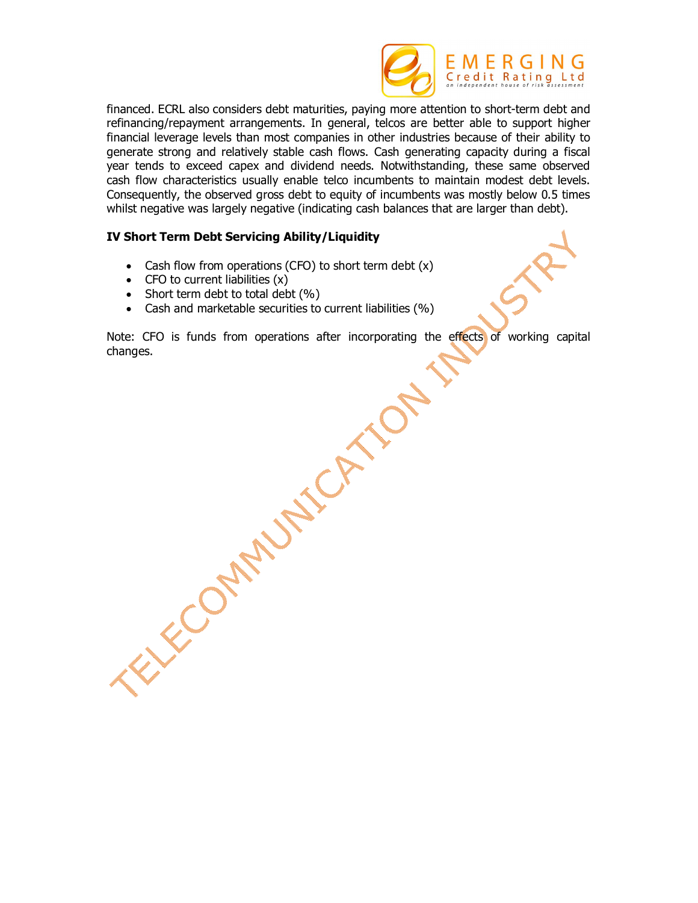financed. ECRL also considers debt maturities, paying more attention to short-term debt and refinancing/repayment arrangements. In general, telcos are better able to support higher financial leverage levels than most companies in other industries because of their ability to generate strong and relatively stable cash flows. Cash generating capacity during a fiscal year tends to exceed capex and dividend needs. Notwithstanding, these same observed cash flow characteristics usually enable telco incumbents to maintain modest debt levels. Consequently, the observed gross debt to equity of incumbents was mostly below 0.5 times whilst negative was largely negative (indicating cash balances that are larger than debt).

**IV Short Term Debt Servicing Ability/Liquidity**

- Cash flow from operations (CFO) to short term debt (x)
- CFO to current liabilities (x)
- Short term debt to total debt (%)
- Cash and marketable securities to current liabilities (%)

Note: CFO is funds from operations after incorporating the effects of working capital changes.